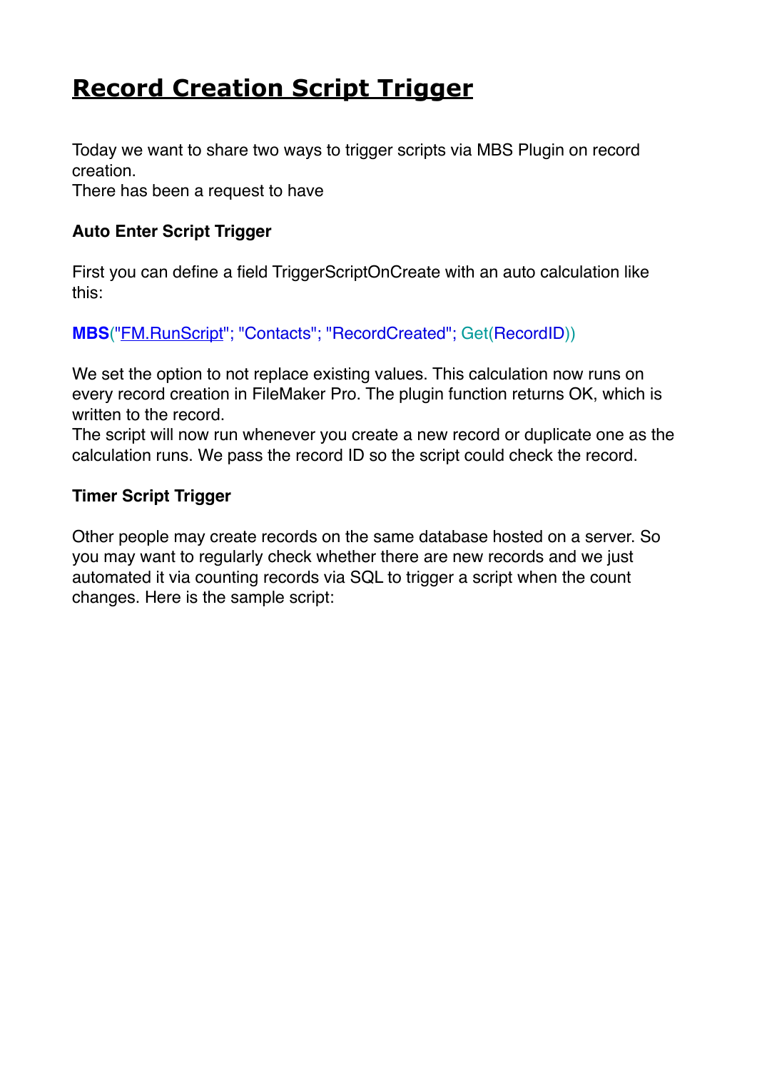# Record Creation Script Trigger

Today we want to share two ways to trigger scripts via MBS Plugin on record creation.
There has been a request to have

### Auto Enter Script Trigger

First you can define a field TriggerScriptOnCreate with an auto calculation like this:

```
MBS("FM.RunScript"; "Contacts"; "RecordCreated"; Get(RecordID))
```

We set the option to not replace existing values. This calculation now runs on every record creation in FileMaker Pro. The plugin function returns OK, which is written to the record.
The script will now run whenever you create a new record or duplicate one as the calculation runs. We pass the record ID so the script could check the record.

### Timer Script Trigger

Other people may create records on the same database hosted on a server. So you may want to regularly check whether there are new records and we just automated it via counting records via SQL to trigger a script when the count changes. Here is the sample script: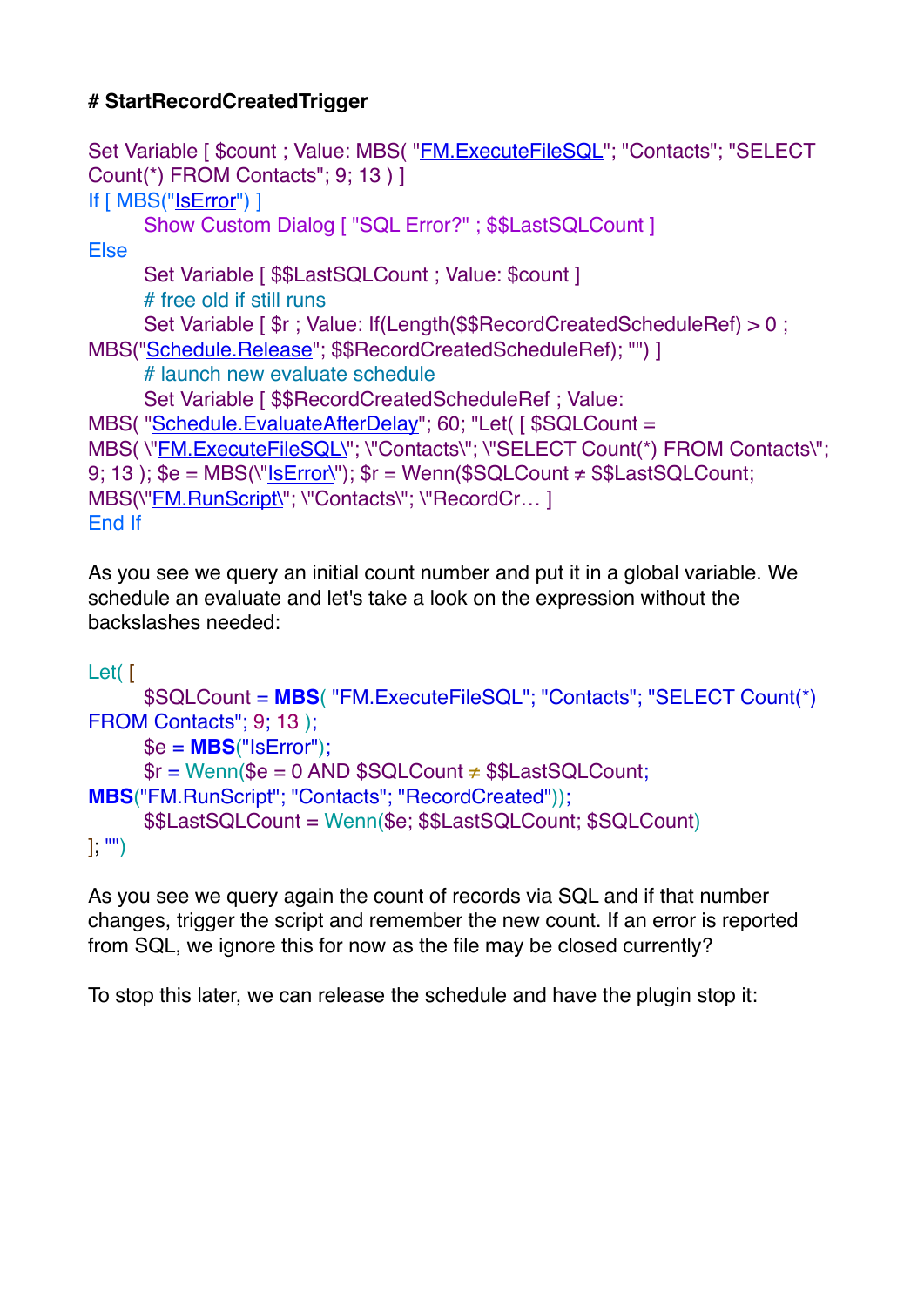**# StartRecordCreatedTrigger**

```
Set Variable [ $count ; Value: MBS( "FM.ExecuteFileSQL"; "Contacts"; "SELECT Count(*) FROM Contacts"; 9; 13 ) ]
If [ MBS("IsError") ]
	Show Custom Dialog [ "SQL Error?" ; $$LastSQLCount ]
Else
	Set Variable [ $$LastSQLCount ; Value: $count ]
	# free old if still runs
	Set Variable [ $r ; Value: If(Length($$RecordCreatedScheduleRef) > 0 ; MBS("Schedule.Release"; $$RecordCreatedScheduleRef); "") ]
	# launch new evaluate schedule
	Set Variable [ $$RecordCreatedScheduleRef ; Value: MBS( "Schedule.EvaluateAfterDelay"; 60; "Let( [ $SQLCount = MBS( \"FM.ExecuteFileSQL\"; \"Contacts\"; \"SELECT Count(*) FROM Contacts\"; 9; 13 ); $e = MBS(\"IsError\"); $r = Wenn($SQLCount ≠ $$LastSQLCount; MBS(\"FM.RunScript\"; \"Contacts\"; \"RecordCr… ]
End If
```

As you see we query an initial count number and put it in a global variable. We schedule an evaluate and let's take a look on the expression without the backslashes needed:

```
Let( [
	$SQLCount = MBS( "FM.ExecuteFileSQL"; "Contacts"; "SELECT Count(*) FROM Contacts"; 9; 13 );
	$e = MBS("IsError");
	$r = Wenn($e = 0 AND $SQLCount ≠ $$LastSQLCount; MBS("FM.RunScript"; "Contacts"; "RecordCreated"));
	$$LastSQLCount = Wenn($e; $$LastSQLCount; $SQLCount)
]; "")
```

As you see we query again the count of records via SQL and if that number changes, trigger the script and remember the new count. If an error is reported from SQL, we ignore this for now as the file may be closed currently?

To stop this later, we can release the schedule and have the plugin stop it: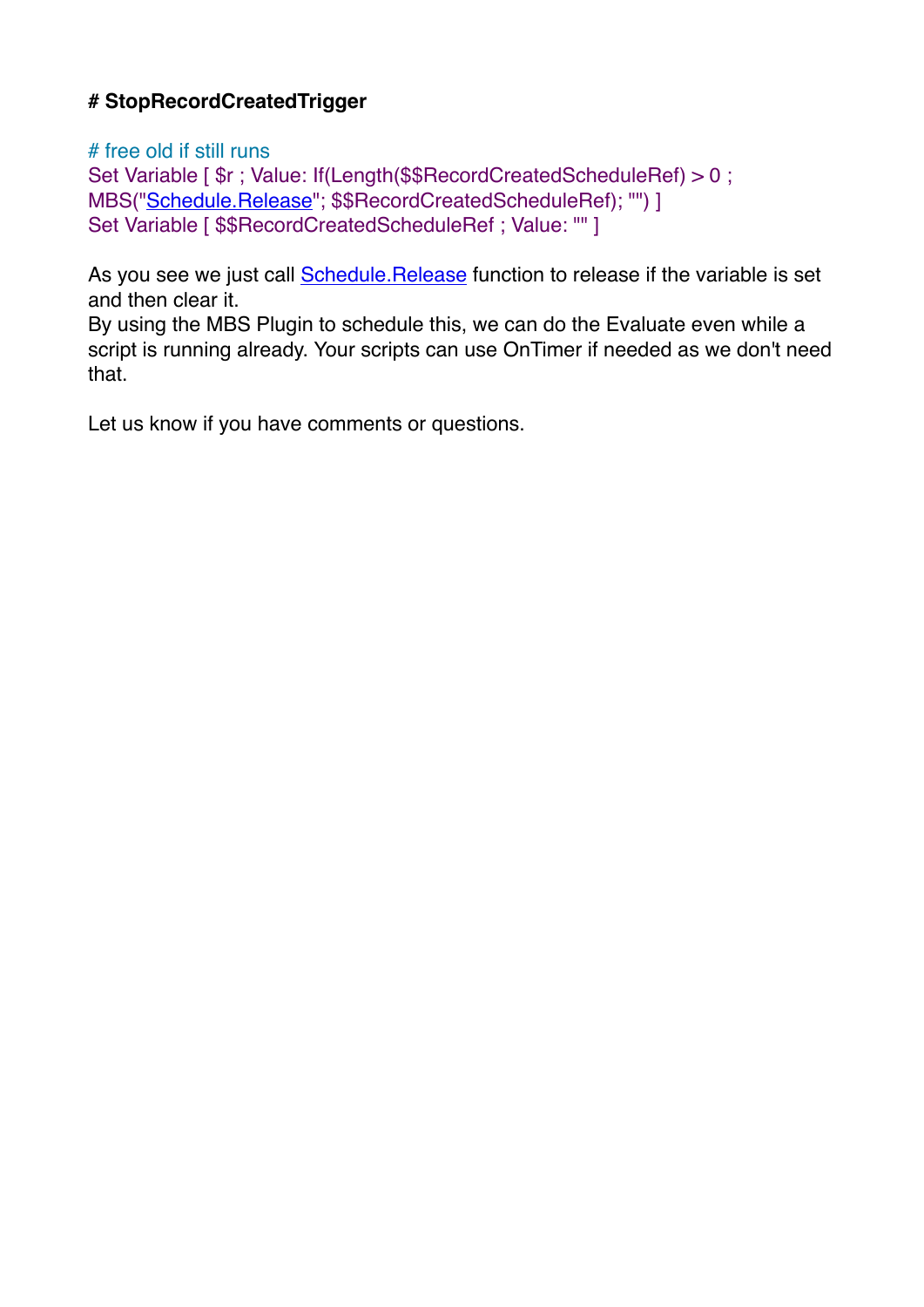```
# StopRecordCreatedTrigger

# free old if still runs
Set Variable [ $r ; Value: If(Length($$RecordCreatedScheduleRef) > 0 ;
MBS("Schedule.Release"; $$RecordCreatedScheduleRef); "") ]
Set Variable [ $$RecordCreatedScheduleRef ; Value: "" ]
```

As you see we just call Schedule.Release function to release if the variable is set and then clear it.
By using the MBS Plugin to schedule this, we can do the Evaluate even while a script is running already. Your scripts can use OnTimer if needed as we don't need that.

Let us know if you have comments or questions.